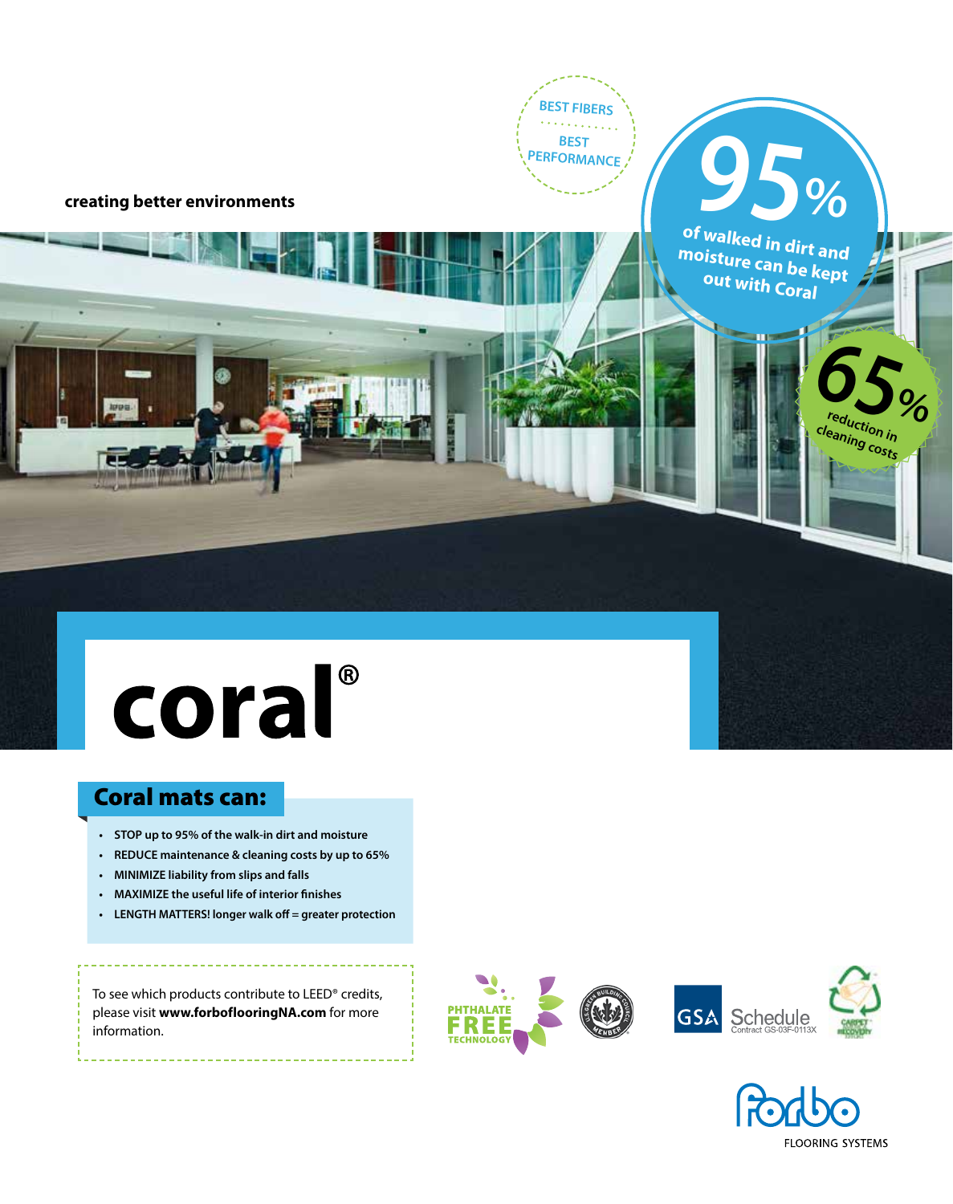BEST FIBERS

BEST PERFORMANCE

**creating better environments**

95%

of walked in dirt and moisture can be kept out with Coral

65%

reduction in cleaning costs

# coral®

## Coral mats can:

- **STOP up to 95% of the walk-in dirt and moisture**
- **REDUCE maintenance & cleaning costs by up to 65%**
- **MINIMIZE liability from slips and falls**
- **MAXIMIZE the useful life of interior finishes**
- **LENGTH MATTERS! longer walk off = greater protection**

To see which products contribute to LEED® credits, please visit **www.forboflooringNA.com** for more information.

PHTHALATE FREE TECHNOLOGY

GSA Schedule Contract GS-03F-0113X

forbo FLOORING SYSTEMS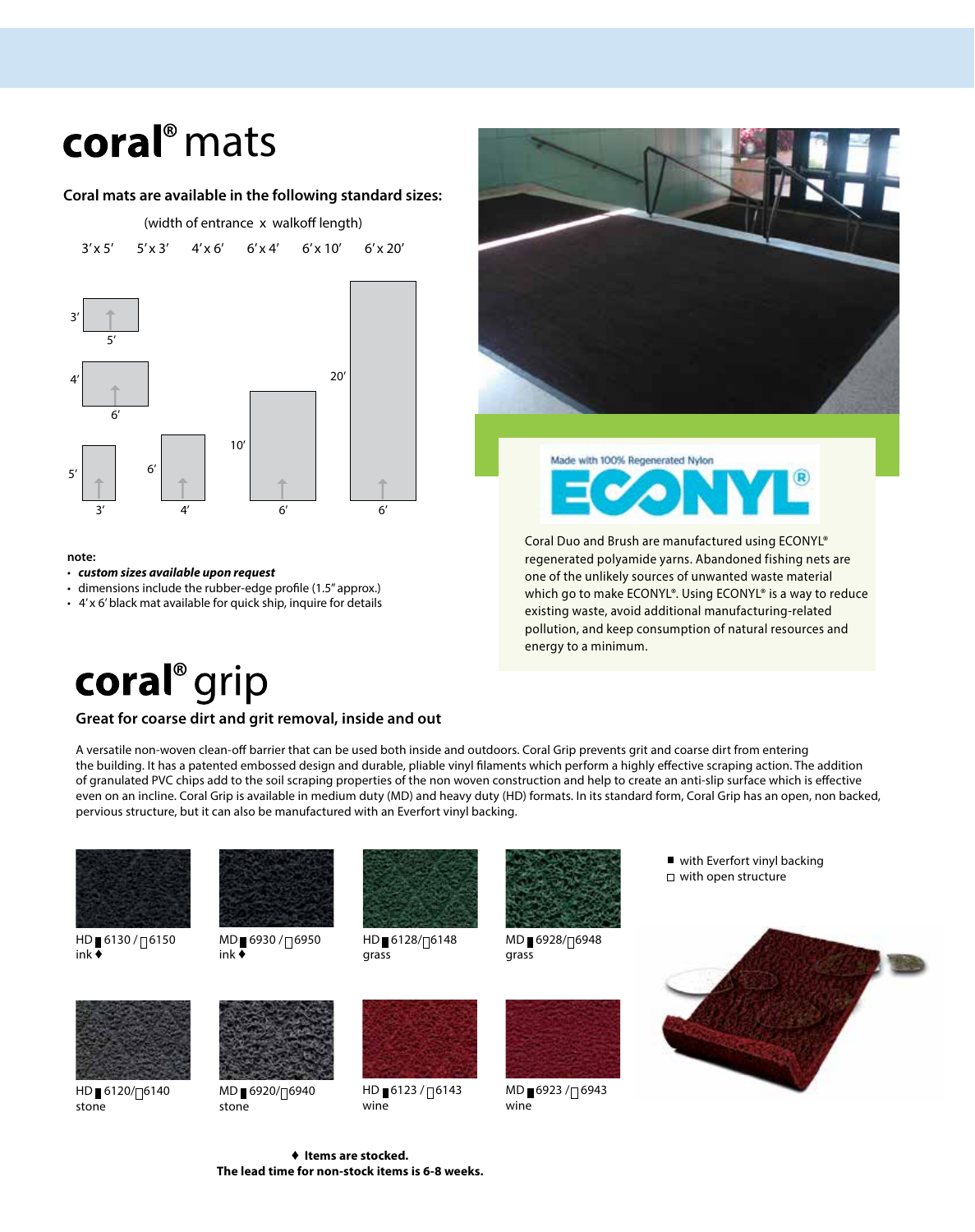# coral® mats

**Coral mats are available in the following standard sizes:**

(width of entrance x walkoff length)

3′x 5′  5′x 3′  4′x 6′  6′x 4′  6′x 10′  6′x 20′

**note:**

- ***custom sizes available upon request***
- dimensions include the rubber-edge profile (1.5" approx.)
- 4′x 6′ black mat available for quick ship, inquire for details

Made with 100% Regenerated Nylon ECONYL®

Coral Duo and Brush are manufactured using ECONYL® regenerated polyamide yarns. Abandoned fishing nets are one of the unlikely sources of unwanted waste material which go to make ECONYL®. Using ECONYL® is a way to reduce existing waste, avoid additional manufacturing-related pollution, and keep consumption of natural resources and energy to a minimum.

# coral® grip

**Great for coarse dirt and grit removal, inside and out**

A versatile non-woven clean-off barrier that can be used both inside and outdoors. Coral Grip prevents grit and coarse dirt from entering the building. It has a patented embossed design and durable, pliable vinyl filaments which perform a highly effective scraping action. The addition of granulated PVC chips add to the soil scraping properties of the non woven construction and help to create an anti-slip surface which is effective even on an incline. Coral Grip is available in medium duty (MD) and heavy duty (HD) formats. In its standard form, Coral Grip has an open, non backed, pervious structure, but it can also be manufactured with an Everfort vinyl backing.

■ with Everfort vinyl backing
□ with open structure

HD ■ 6130 / □ 6150
ink ♦

MD ■ 6930 / □ 6950
ink ♦

HD ■ 6128/ □ 6148
grass

MD ■ 6928/ □ 6948
grass

HD ■ 6120/ □ 6140
stone

MD ■ 6920/ □ 6940
stone

HD ■ 6123 / □ 6143
wine

MD ■ 6923 / □ 6943
wine

**♦ Items are stocked.**
**The lead time for non-stock items is 6-8 weeks.**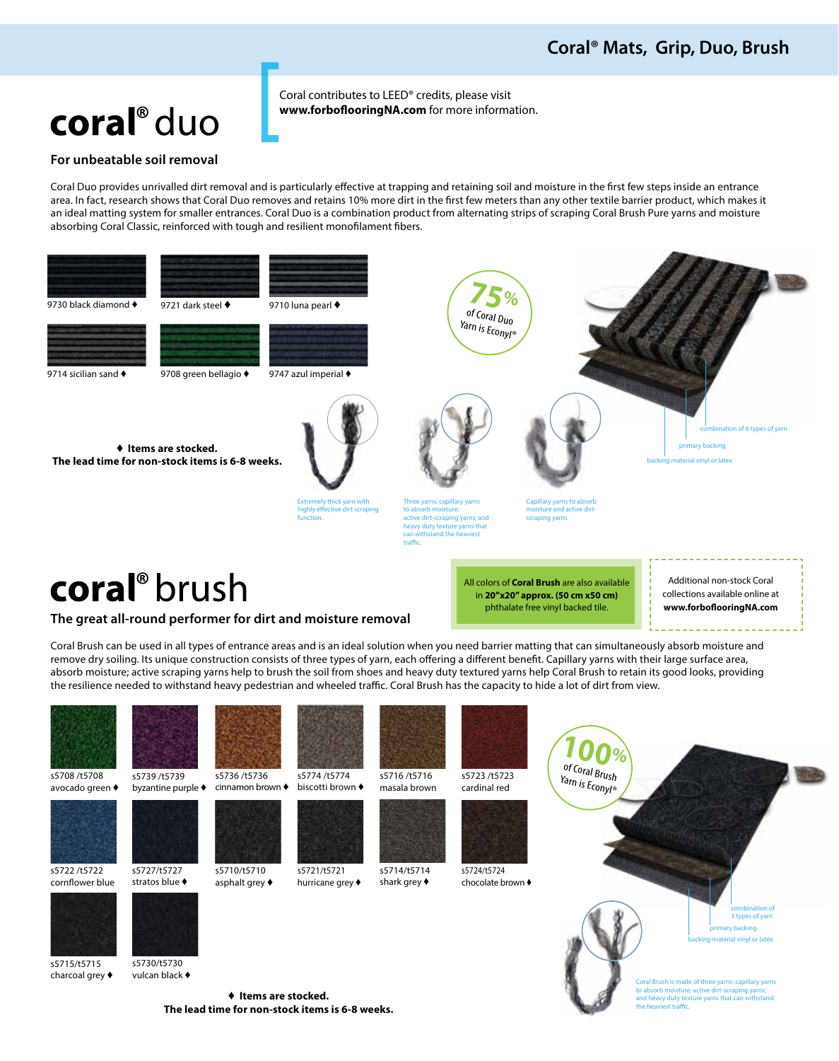# coral® duo

Coral contributes to LEED® credits, please visit **www.forboflooringNA.com** for more information.

## For unbeatable soil removal

Coral Duo provides unrivalled dirt removal and is particularly effective at trapping and retaining soil and moisture in the first few steps inside an entrance area. In fact, research shows that Coral Duo removes and retains 10% more dirt in the first few meters than any other textile barrier product, which makes it an ideal matting system for smaller entrances. Coral Duo is a combination product from alternating strips of scraping Coral Brush Pure yarns and moisture absorbing Coral Classic, reinforced with tough and resilient monofilament fibers.

- 9730 black diamond ♦
- 9721 dark steel ♦
- 9710 luna pearl ♦
- 9714 sicilian sand ♦
- 9708 green bellagio ♦
- 9747 azul imperial ♦

75% of Coral Duo Yarn is Econyl®

- combination of 6 types of yarn
- primary backing
- backing material vinyl or latex

Extremely thick yarn with highly effective dirt scraping function.

Three yarns: capillary yarns to absorb moisture; active dirt-scraping yarns; and heavy duty texture yarns that can withstand the heaviest traffic.

Capillary yarns to absorb moisture and active dirt-scraping yarns

**♦ Items are stocked.**
**The lead time for non-stock items is 6-8 weeks.**

# coral® brush

## The great all-round performer for dirt and moisture removal

All colors of **Coral Brush** are also available in **20"x20" approx. (50 cm x50 cm)** phthalate free vinyl backed tile.

Additional non-stock Coral collections available online at **www.forboflooringNA.com**

Coral Brush can be used in all types of entrance areas and is an ideal solution when you need barrier matting that can simultaneously absorb moisture and remove dry soiling. Its unique construction consists of three types of yarn, each offering a different benefit. Capillary yarns with their large surface area, absorb moisture; active scraping yarns help to brush the soil from shoes and heavy duty textured yarns help Coral Brush to retain its good looks, providing the resilience needed to withstand heavy pedestrian and wheeled traffic. Coral Brush has the capacity to hide a lot of dirt from view.

- s5708 /t5708 avocado green ♦
- s5739 /t5739 byzantine purple ♦
- s5736 /t5736 cinnamon brown ♦
- s5774 /t5774 biscotti brown ♦
- s5716 /t5716 masala brown
- s5723 /t5723 cardinal red
- s5722 /t5722 cornflower blue
- s5727/t5727 stratos blue ♦
- s5710/t5710 asphalt grey ♦
- s5721/t5721 hurricane grey ♦
- s5714/t5714 shark grey ♦
- s5724/t5724 chocolate brown ♦
- s5715/t5715 charcoal grey ♦
- s5730/t5730 vulcan black ♦

100% of Coral Brush Yarn is Econyl®

- combination of 3 types of yarn
- primary backing
- backing material vinyl or latex

Coral Brush is made of three yarns: capillary yarns to absorb moisture; active dirt-scraping yarns; and heavy duty texture yarns that can withstand the heaviest traffic.

**♦ Items are stocked.**
**The lead time for non-stock items is 6-8 weeks.**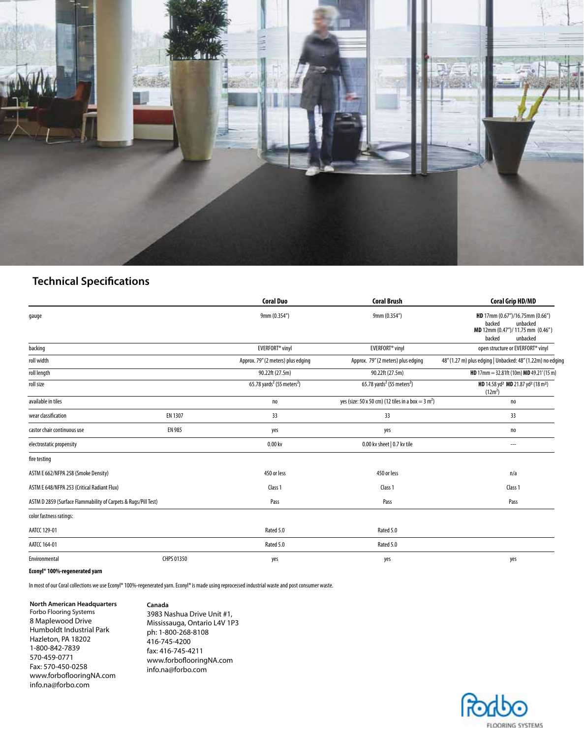## Technical Specifications

| | | Coral Duo | Coral Brush | Coral Grip HD/MD |
|---|---|---|---|---|
| gauge | | 9mm (0.354") | 9mm (0.354") | **HD** 17mm (0.67")/16.75mm (0.66") backed unbacked **MD** 12mm (0.47")/ 11.75 mm (0.46") backed unbacked |
| backing | | EVERFORT® vinyl | EVERFORT® vinyl | open structure or EVERFORT® vinyl |
| roll width | | Approx. 79" (2 meters) plus edging | Approx. 79" (2 meters) plus edging | 48" (1.27 m) plus edging \| Unbacked: 48" (1.22m) no edging |
| roll length | | 90.22ft (27.5m) | 90.22ft (27.5m) | **HD** 17mm = 32.81ft (10m) **MD** 49.21' (15 m) |
| roll size | | 65.78 yards² (55 meters²) | 65.78 yards² (55 meters²) | **HD** 14.58 yd² **MD** 21.87 yd² (18 m²) (12m²) |
| available in tiles | | no | yes (size: 50 x 50 cm) (12 tiles in a box = 3 m²) | no |
| wear classification | EN 1307 | 33 | 33 | 33 |
| castor chair continuous use | EN 985 | yes | yes | no |
| electrostatic propensity | | 0.00 kv | 0.00 kv sheet \| 0.7 kv tile | --- |
| fire testing | | | | |
| ASTM E 662/NFPA 258 (Smoke Density) | | 450 or less | 450 or less | n/a |
| ASTM E 648/NFPA 253 (Critical Radiant Flux) | | Class 1 | Class 1 | Class 1 |
| ASTM D 2859 (Surface Flammability of Carpets & Rugs/Pill Test) | | Pass | Pass | Pass |
| color fastness ratings: | | | | |
| AATCC 129-01 | | Rated 5.0 | Rated 5.0 | |
| AATCC 164-01 | | Rated 5.0 | Rated 5.0 | |
| Environmental | CHPS 01350 | yes | yes | yes |

**Econyl® 100%-regenerated yarn**

In most of our Coral collections we use Econyl® 100%-regenerated yarn. Econyl® is made using reprocessed industrial waste and post consumer waste.

**North American Headquarters**
Forbo Flooring Systems
8 Maplewood Drive
Humboldt Industrial Park
Hazleton, PA 18202
1-800-842-7839
570-459-0771
Fax: 570-450-0258
www.forboflooringNA.com
info.na@forbo.com

**Canada**
3983 Nashua Drive Unit #1,
Mississauga, Ontario L4V 1P3
ph: 1-800-268-8108
416-745-4200
fax: 416-745-4211
www.forboflooringNA.com
info.na@forbo.com

forbo FLOORING SYSTEMS